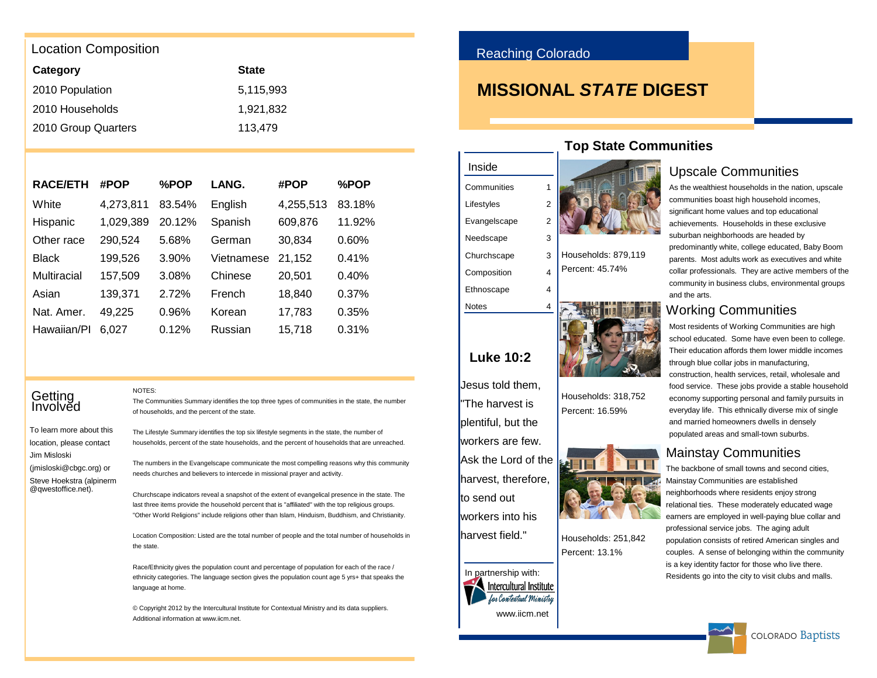# Reaching Colorado

# MISSIONAL *STATE* DIGEST

## Top State Communities

| Inside | |
|---|---|
| Communities | 1 |
| Lifestyles | 2 |
| Evangelscape | 2 |
| Needscape | 3 |
| Churchscape | 3 |
| Composition | 4 |
| Ethnoscape | 4 |
| Notes | 4 |

### Upscale Communities

Households: 879,119
Percent: 45.74%

As the wealthiest households in the nation, upscale communities boast high household incomes, significant home values and top educational achievements. Households in these exclusive suburban neighborhoods are headed by predominantly white, college educated, Baby Boom parents. Most adults work as executives and white collar professionals. They are active members of the community in business clubs, environmental groups and the arts.

### Working Communities

Households: 318,752
Percent: 16.59%

Most residents of Working Communities are high school educated. Some have even been to college. Their education affords them lower middle incomes through blue collar jobs in manufacturing, construction, health services, retail, wholesale and food service. These jobs provide a stable household economy supporting personal and family pursuits in everyday life. This ethnically diverse mix of single and married homeowners dwells in densely populated areas and small-town suburbs.

### Mainstay Communities

Households: 251,842
Percent: 13.1%

The backbone of small towns and second cities, Mainstay Communities are established neighborhoods where residents enjoy strong relational ties. These moderately educated wage earners are employed in well-paying blue collar and professional service jobs. The aging adult population consists of retired American singles and couples. A sense of belonging within the community is a key identity factor for those who live there. Residents go into the city to visit clubs and malls.

### Luke 10:2

Jesus told them, "The harvest is plentiful, but the workers are few. Ask the Lord of the harvest, therefore, to send out workers into his harvest field."

In partnership with: Intercultural Institute for Contextual Ministry
www.iicm.net

COLORADO Baptists

## Location Composition

| Category | State |
|---|---|
| 2010 Population | 5,115,993 |
| 2010 Households | 1,921,832 |
| 2010 Group Quarters | 113,479 |

| RACE/ETH | #POP | %POP | LANG. | #POP | %POP |
|---|---|---|---|---|---|
| White | 4,273,811 | 83.54% | English | 4,255,513 | 83.18% |
| Hispanic | 1,029,389 | 20.12% | Spanish | 609,876 | 11.92% |
| Other race | 290,524 | 5.68% | German | 30,834 | 0.60% |
| Black | 199,526 | 3.90% | Vietnamese | 21,152 | 0.41% |
| Multiracial | 157,509 | 3.08% | Chinese | 20,501 | 0.40% |
| Asian | 139,371 | 2.72% | French | 18,840 | 0.37% |
| Nat. Amer. | 49,225 | 0.96% | Korean | 17,783 | 0.35% |
| Hawaiian/PI | 6,027 | 0.12% | Russian | 15,718 | 0.31% |

## Getting Involved

To learn more about this location, please contact Jim Misloski (jmisloski@cbgc.org) or Steve Hoekstra (alpinerm @qwestoffice.net).

NOTES:

The Communities Summary identifies the top three types of communities in the state, the number of households, and the percent of the state.

The Lifestyle Summary identifies the top six lifestyle segments in the state, the number of households, percent of the state households, and the percent of households that are unreached.

The numbers in the Evangelscape communicate the most compelling reasons why this community needs churches and believers to intercede in missional prayer and activity.

Churchscape indicators reveal a snapshot of the extent of evangelical presence in the state. The last three items provide the household percent that is "affiliated" with the top religious groups. "Other World Religions" include religions other than Islam, Hinduism, Buddhism, and Christianity.

Location Composition: Listed are the total number of people and the total number of households in the state.

Race/Ethnicity gives the population count and percentage of population for each of the race / ethnicity categories. The language section gives the population count age 5 yrs+ that speaks the language at home.

© Copyright 2012 by the Intercultural Institute for Contextual Ministry and its data suppliers. Additional information at www.iicm.net.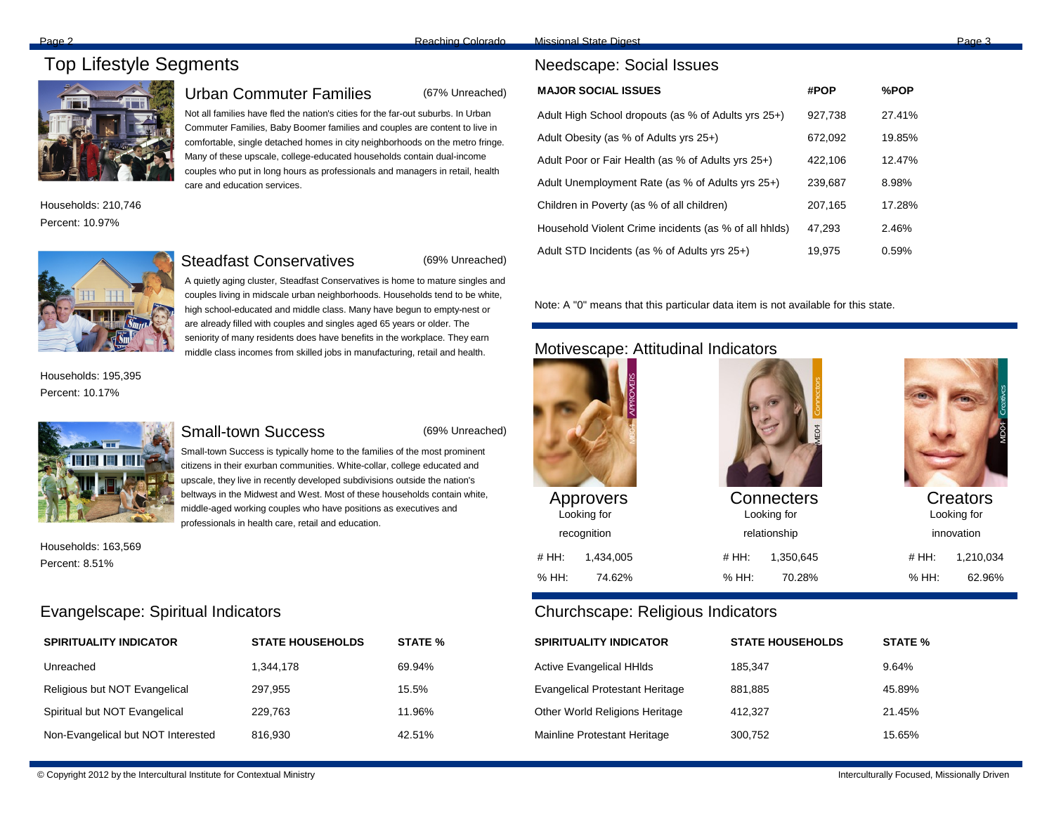## Top Lifestyle Segments

### Urban Commuter Families

(67% Unreached)

Not all families have fled the nation's cities for the far-out suburbs. In Urban Commuter Families, Baby Boomer families and couples are content to live in comfortable, single detached homes in city neighborhoods on the metro fringe. Many of these upscale, college-educated households contain dual-income couples who put in long hours as professionals and managers in retail, health care and education services.

Households: 210,746
Percent: 10.97%

### Steadfast Conservatives

(69% Unreached)

A quietly aging cluster, Steadfast Conservatives is home to mature singles and couples living in midscale urban neighborhoods. Households tend to be white, high school-educated and middle class. Many have begun to empty-nest or are already filled with couples and singles aged 65 years or older. The seniority of many residents does have benefits in the workplace. They earn middle class incomes from skilled jobs in manufacturing, retail and health.

Households: 195,395
Percent: 10.17%

### Small-town Success

(69% Unreached)

Small-town Success is typically home to the families of the most prominent citizens in their exurban communities. White-collar, college educated and upscale, they live in recently developed subdivisions outside the nation's beltways in the Midwest and West. Most of these households contain white, middle-aged working couples who have positions as executives and professionals in health care, retail and education.

Households: 163,569
Percent: 8.51%

## Evangelscape: Spiritual Indicators

| SPIRITUALITY INDICATOR | STATE HOUSEHOLDS | STATE % |
|---|---|---|
| Unreached | 1,344,178 | 69.94% |
| Religious but NOT Evangelical | 297,955 | 15.5% |
| Spiritual but NOT Evangelical | 229,763 | 11.96% |
| Non-Evangelical but NOT Interested | 816,930 | 42.51% |

## Needscape: Social Issues

| MAJOR SOCIAL ISSUES | #POP | %POP |
|---|---|---|
| Adult High School dropouts (as % of Adults yrs 25+) | 927,738 | 27.41% |
| Adult Obesity (as % of Adults yrs 25+) | 672,092 | 19.85% |
| Adult Poor or Fair Health (as % of Adults yrs 25+) | 422,106 | 12.47% |
| Adult Unemployment Rate (as % of Adults yrs 25+) | 239,687 | 8.98% |
| Children in Poverty (as % of all children) | 207,165 | 17.28% |
| Household Violent Crime incidents (as % of all hhlds) | 47,293 | 2.46% |
| Adult STD Incidents (as % of Adults yrs 25+) | 19,975 | 0.59% |

Note: A "0" means that this particular data item is not available for this state.

## Motivescape: Attitudinal Indicators

| | Approvers | Connecters | Creators |
|---|---|---|---|
| | Looking for recognition | Looking for relationship | Looking for innovation |
| # HH: | 1,434,005 | 1,350,645 | 1,210,034 |
| % HH: | 74.62% | 70.28% | 62.96% |

## Churchscape: Religious Indicators

| SPIRITUALITY INDICATOR | STATE HOUSEHOLDS | STATE % |
|---|---|---|
| Active Evangelical HHlds | 185,347 | 9.64% |
| Evangelical Protestant Heritage | 881,885 | 45.89% |
| Other World Religions Heritage | 412,327 | 21.45% |
| Mainline Protestant Heritage | 300,752 | 15.65% |

© Copyright 2012 by the Intercultural Institute for Contextual Ministry

Interculturally Focused, Missionally Driven